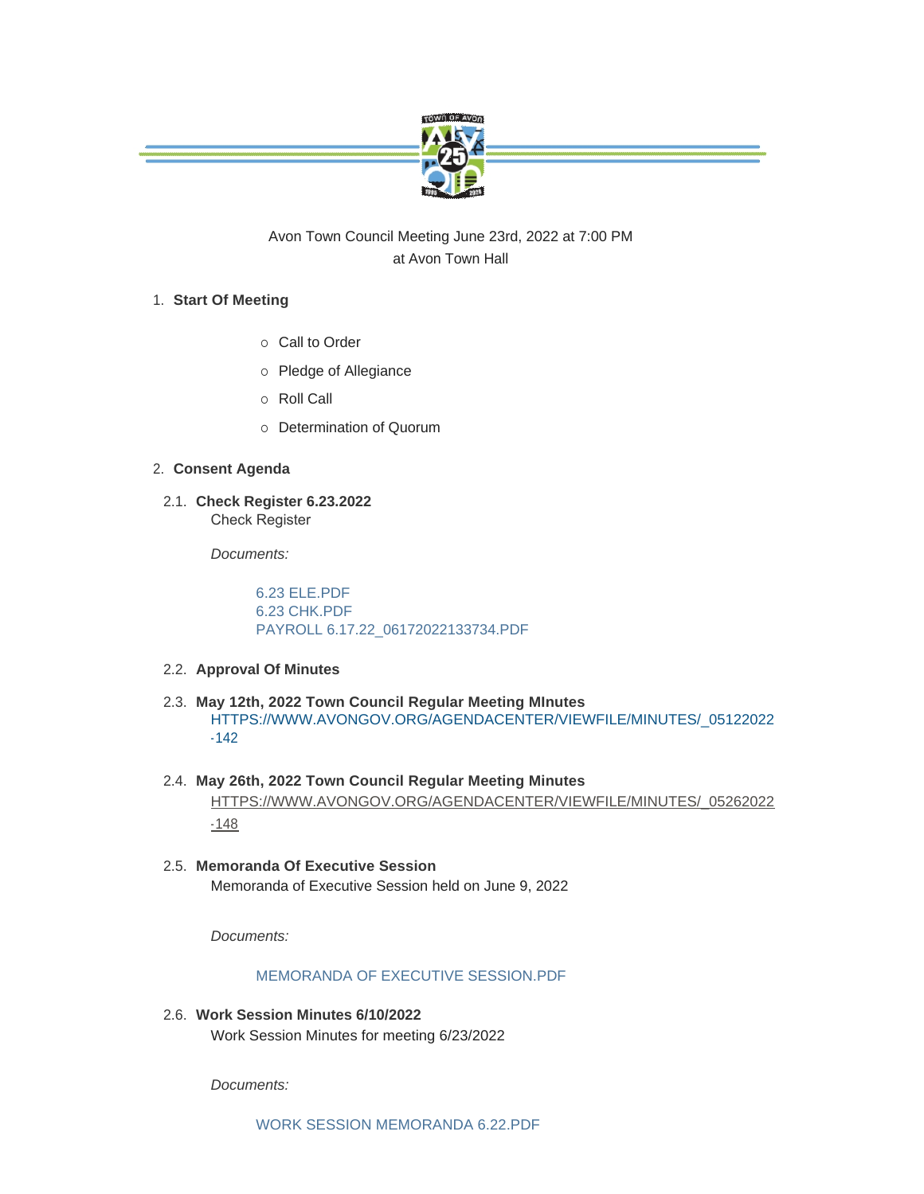Avon Town Council Meeting June 23rd, 2022 at 7:00 PM
at Avon Town Hall

1. **Start Of Meeting**
   - Call to Order
   - Pledge of Allegiance
   - Roll Call
   - Determination of Quorum

2. **Consent Agenda**

2.1. **Check Register 6.23.2022**
Check Register

*Documents:*

6.23 ELE.PDF
6.23 CHK.PDF
PAYROLL 6.17.22_06172022133734.PDF

2.2. **Approval Of Minutes**

2.3. **May 12th, 2022 Town Council Regular Meeting MInutes**
HTTPS://WWW.AVONGOV.ORG/AGENDACENTER/VIEWFILE/MINUTES/_05122022-142

2.4. **May 26th, 2022 Town Council Regular Meeting Minutes**
HTTPS://WWW.AVONGOV.ORG/AGENDACENTER/VIEWFILE/MINUTES/_05262022-148

2.5. **Memoranda Of Executive Session**
Memoranda of Executive Session held on June 9, 2022

*Documents:*

MEMORANDA OF EXECUTIVE SESSION.PDF

2.6. **Work Session Minutes 6/10/2022**
Work Session Minutes for meeting 6/23/2022

*Documents:*

WORK SESSION MEMORANDA 6.22.PDF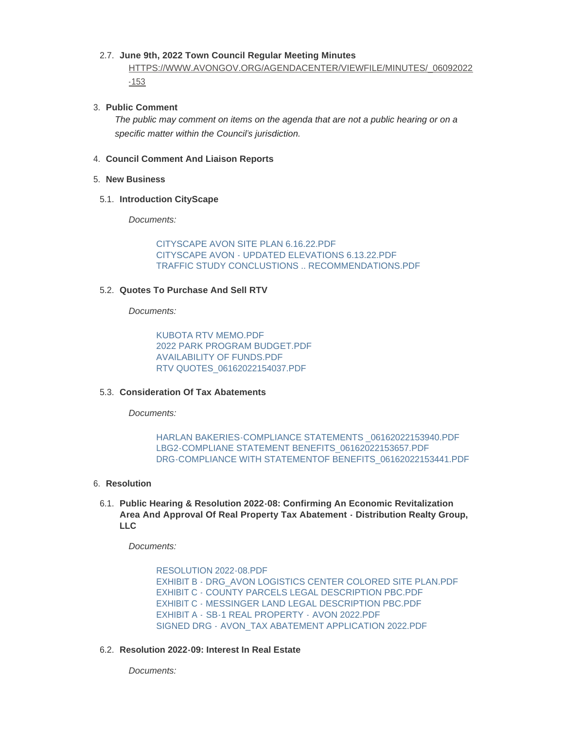2.7. **June 9th, 2022 Town Council Regular Meeting Minutes**

HTTPS://WWW.AVONGOV.ORG/AGENDACENTER/VIEWFILE/MINUTES/_06092022-153

3. **Public Comment**

*The public may comment on items on the agenda that are not a public hearing or on a specific matter within the Council's jurisdiction.*

4. **Council Comment And Liaison Reports**

5. **New Business**

5.1. **Introduction CityScape**

*Documents:*

CITYSCAPE AVON SITE PLAN 6.16.22.PDF
CITYSCAPE AVON - UPDATED ELEVATIONS 6.13.22.PDF
TRAFFIC STUDY CONCLUSTIONS .. RECOMMENDATIONS.PDF

5.2. **Quotes To Purchase And Sell RTV**

*Documents:*

KUBOTA RTV MEMO.PDF
2022 PARK PROGRAM BUDGET.PDF
AVAILABILITY OF FUNDS.PDF
RTV QUOTES_06162022154037.PDF

5.3. **Consideration Of Tax Abatements**

*Documents:*

HARLAN BAKERIES-COMPLIANCE STATEMENTS _06162022153940.PDF
LBG2-COMPLIANE STATEMENT BENEFITS_06162022153657.PDF
DRG-COMPLIANCE WITH STATEMENTOF BENEFITS_06162022153441.PDF

6. **Resolution**

6.1. **Public Hearing & Resolution 2022-08: Confirming An Economic Revitalization Area And Approval Of Real Property Tax Abatement - Distribution Realty Group, LLC**

*Documents:*

RESOLUTION 2022-08.PDF
EXHIBIT B - DRG_AVON LOGISTICS CENTER COLORED SITE PLAN.PDF
EXHIBIT C - COUNTY PARCELS LEGAL DESCRIPTION PBC.PDF
EXHIBIT C - MESSINGER LAND LEGAL DESCRIPTION PBC.PDF
EXHIBIT A - SB-1 REAL PROPERTY - AVON 2022.PDF
SIGNED DRG - AVON_TAX ABATEMENT APPLICATION 2022.PDF

6.2. **Resolution 2022-09: Interest In Real Estate**

*Documents:*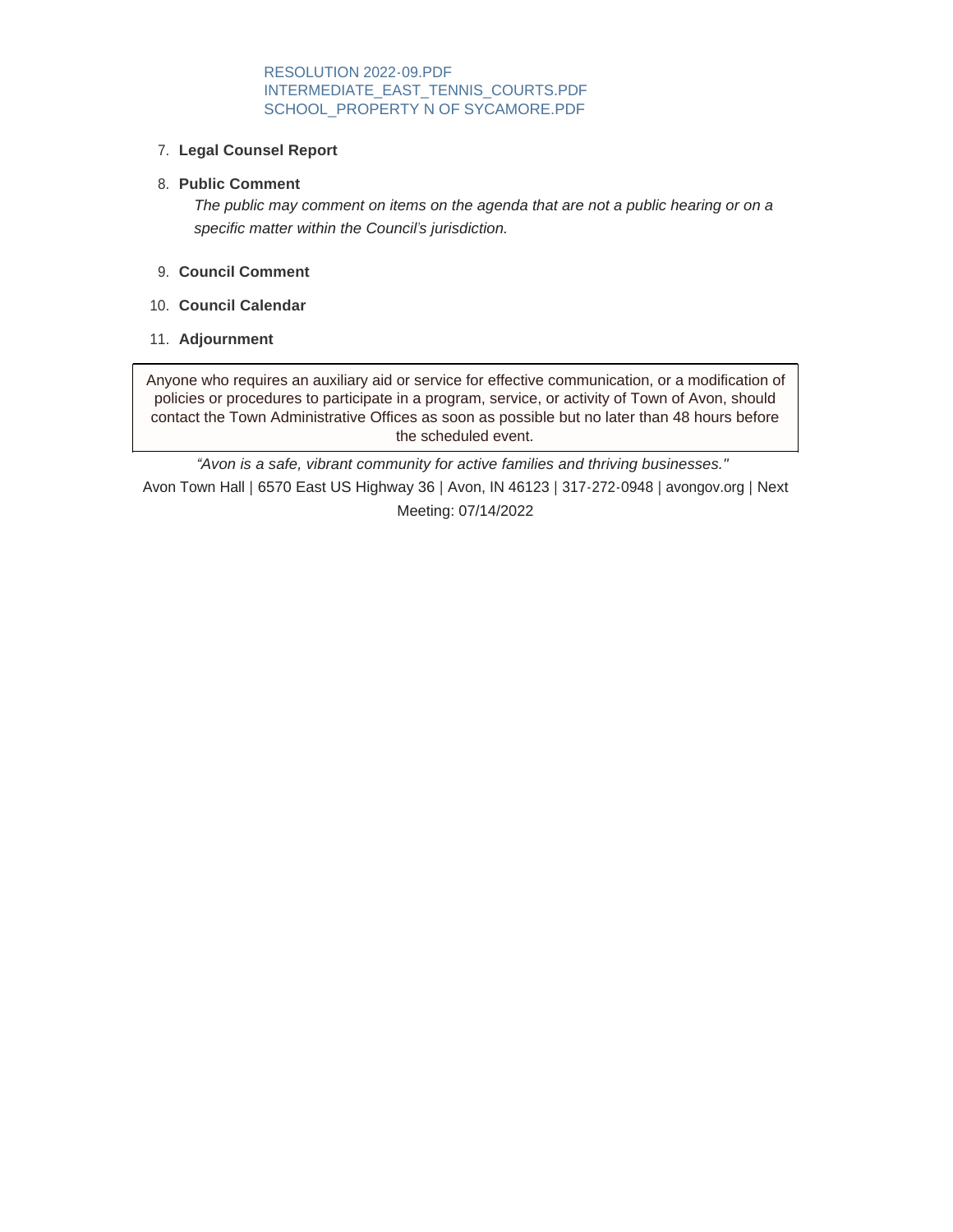RESOLUTION 2022-09.PDF
INTERMEDIATE_EAST_TENNIS_COURTS.PDF
SCHOOL_PROPERTY N OF SYCAMORE.PDF

7. **Legal Counsel Report**

8. **Public Comment**

   *The public may comment on items on the agenda that are not a public hearing or on a specific matter within the Council's jurisdiction.*

9. **Council Comment**

10. **Council Calendar**

11. **Adjournment**

Anyone who requires an auxiliary aid or service for effective communication, or a modification of policies or procedures to participate in a program, service, or activity of Town of Avon, should contact the Town Administrative Offices as soon as possible but no later than 48 hours before the scheduled event.

*"Avon is a safe, vibrant community for active families and thriving businesses."*

Avon Town Hall | 6570 East US Highway 36 | Avon, IN 46123 | 317-272-0948 | avongov.org | Next Meeting: 07/14/2022